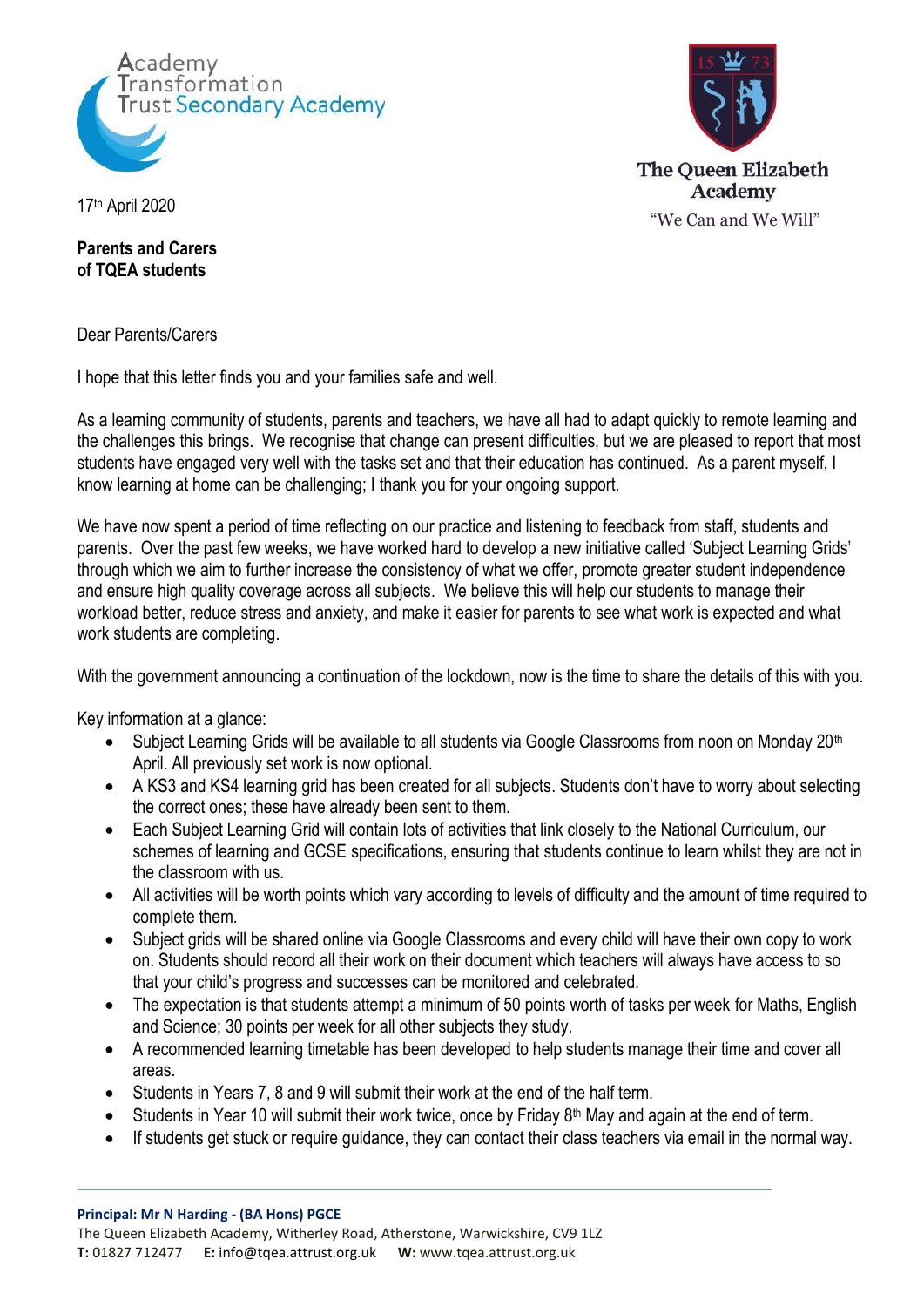Academy Transformation Trust Secondary Academy

The Queen Elizabeth Academy
"We Can and We Will"

17th April 2020

**Parents and Carers**
**of TQEA students**

Dear Parents/Carers

I hope that this letter finds you and your families safe and well.

As a learning community of students, parents and teachers, we have all had to adapt quickly to remote learning and the challenges this brings. We recognise that change can present difficulties, but we are pleased to report that most students have engaged very well with the tasks set and that their education has continued. As a parent myself, I know learning at home can be challenging; I thank you for your ongoing support.

We have now spent a period of time reflecting on our practice and listening to feedback from staff, students and parents. Over the past few weeks, we have worked hard to develop a new initiative called 'Subject Learning Grids' through which we aim to further increase the consistency of what we offer, promote greater student independence and ensure high quality coverage across all subjects. We believe this will help our students to manage their workload better, reduce stress and anxiety, and make it easier for parents to see what work is expected and what work students are completing.

With the government announcing a continuation of the lockdown, now is the time to share the details of this with you.

Key information at a glance:

- Subject Learning Grids will be available to all students via Google Classrooms from noon on Monday 20th April. All previously set work is now optional.
- A KS3 and KS4 learning grid has been created for all subjects. Students don't have to worry about selecting the correct ones; these have already been sent to them.
- Each Subject Learning Grid will contain lots of activities that link closely to the National Curriculum, our schemes of learning and GCSE specifications, ensuring that students continue to learn whilst they are not in the classroom with us.
- All activities will be worth points which vary according to levels of difficulty and the amount of time required to complete them.
- Subject grids will be shared online via Google Classrooms and every child will have their own copy to work on. Students should record all their work on their document which teachers will always have access to so that your child's progress and successes can be monitored and celebrated.
- The expectation is that students attempt a minimum of 50 points worth of tasks per week for Maths, English and Science; 30 points per week for all other subjects they study.
- A recommended learning timetable has been developed to help students manage their time and cover all areas.
- Students in Years 7, 8 and 9 will submit their work at the end of the half term.
- Students in Year 10 will submit their work twice, once by Friday 8th May and again at the end of term.
- If students get stuck or require guidance, they can contact their class teachers via email in the normal way.

**Principal: Mr N Harding - (BA Hons) PGCE**
The Queen Elizabeth Academy, Witherley Road, Atherstone, Warwickshire, CV9 1LZ
**T:** 01827 712477 **E:** info@tqea.attrust.org.uk **W:** www.tqea.attrust.org.uk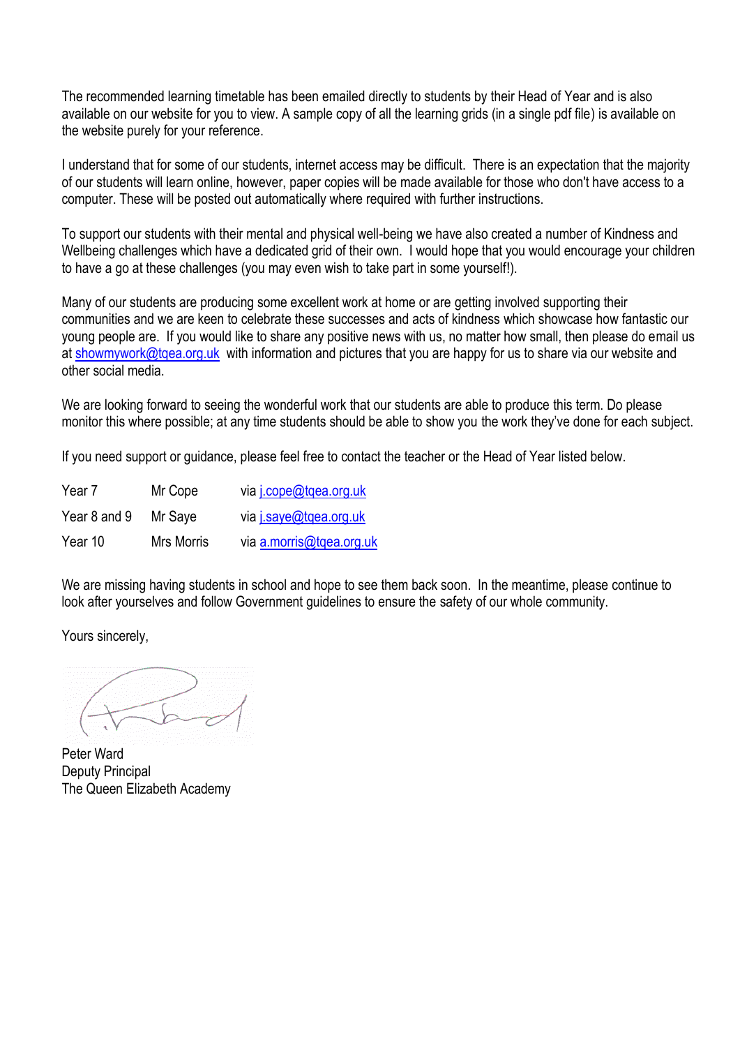The recommended learning timetable has been emailed directly to students by their Head of Year and is also available on our website for you to view. A sample copy of all the learning grids (in a single pdf file) is available on the website purely for your reference.

I understand that for some of our students, internet access may be difficult. There is an expectation that the majority of our students will learn online, however, paper copies will be made available for those who don't have access to a computer. These will be posted out automatically where required with further instructions.

To support our students with their mental and physical well-being we have also created a number of Kindness and Wellbeing challenges which have a dedicated grid of their own. I would hope that you would encourage your children to have a go at these challenges (you may even wish to take part in some yourself!).

Many of our students are producing some excellent work at home or are getting involved supporting their communities and we are keen to celebrate these successes and acts of kindness which showcase how fantastic our young people are. If you would like to share any positive news with us, no matter how small, then please do email us at showmywork@tqea.org.uk with information and pictures that you are happy for us to share via our website and other social media.

We are looking forward to seeing the wonderful work that our students are able to produce this term. Do please monitor this where possible; at any time students should be able to show you the work they've done for each subject.

If you need support or guidance, please feel free to contact the teacher or the Head of Year listed below.

| | | |
|---|---|---|
| Year 7 | Mr Cope | via j.cope@tqea.org.uk |
| Year 8 and 9 | Mr Saye | via j.saye@tqea.org.uk |
| Year 10 | Mrs Morris | via a.morris@tqea.org.uk |

We are missing having students in school and hope to see them back soon. In the meantime, please continue to look after yourselves and follow Government guidelines to ensure the safety of our whole community.

Yours sincerely,

Peter Ward
Deputy Principal
The Queen Elizabeth Academy